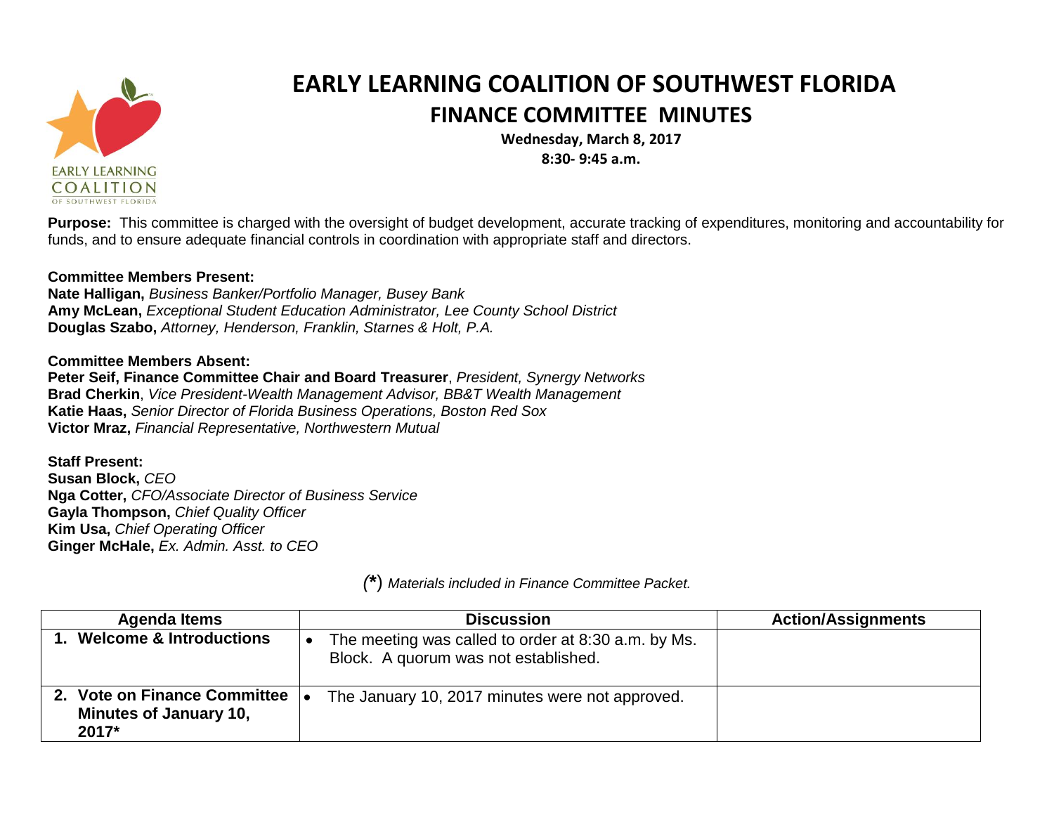# EARLY LEARNING COALITION OF SOUTHWEST FLORIDA

## FINANCE COMMITTEE MINUTES

**Wednesday, March 8, 2017**
**8:30- 9:45 a.m.**

**Purpose:** This committee is charged with the oversight of budget development, accurate tracking of expenditures, monitoring and accountability for funds, and to ensure adequate financial controls in coordination with appropriate staff and directors.

**Committee Members Present:**
**Nate Halligan,** *Business Banker/Portfolio Manager, Busey Bank*
**Amy McLean,** *Exceptional Student Education Administrator, Lee County School District*
**Douglas Szabo,** *Attorney, Henderson, Franklin, Starnes & Holt, P.A.*

**Committee Members Absent:**
**Peter Seif, Finance Committee Chair and Board Treasurer**, *President, Synergy Networks*
**Brad Cherkin**, *Vice President-Wealth Management Advisor, BB&T Wealth Management*
**Katie Haas,** *Senior Director of Florida Business Operations, Boston Red Sox*
**Victor Mraz,** *Financial Representative, Northwestern Mutual*

**Staff Present:**
**Susan Block,** *CEO*
**Nga Cotter,** *CFO/Associate Director of Business Service*
**Gayla Thompson,** *Chief Quality Officer*
**Kim Usa,** *Chief Operating Officer*
**Ginger McHale,** *Ex. Admin. Asst. to CEO*

*(*) Materials included in Finance Committee Packet.*

| Agenda Items | Discussion | Action/Assignments |
|---|---|---|
| **1. Welcome & Introductions** | • The meeting was called to order at 8:30 a.m. by Ms. Block. A quorum was not established. | |
| **2. Vote on Finance Committee Minutes of January 10, 2017*** | • The January 10, 2017 minutes were not approved. | |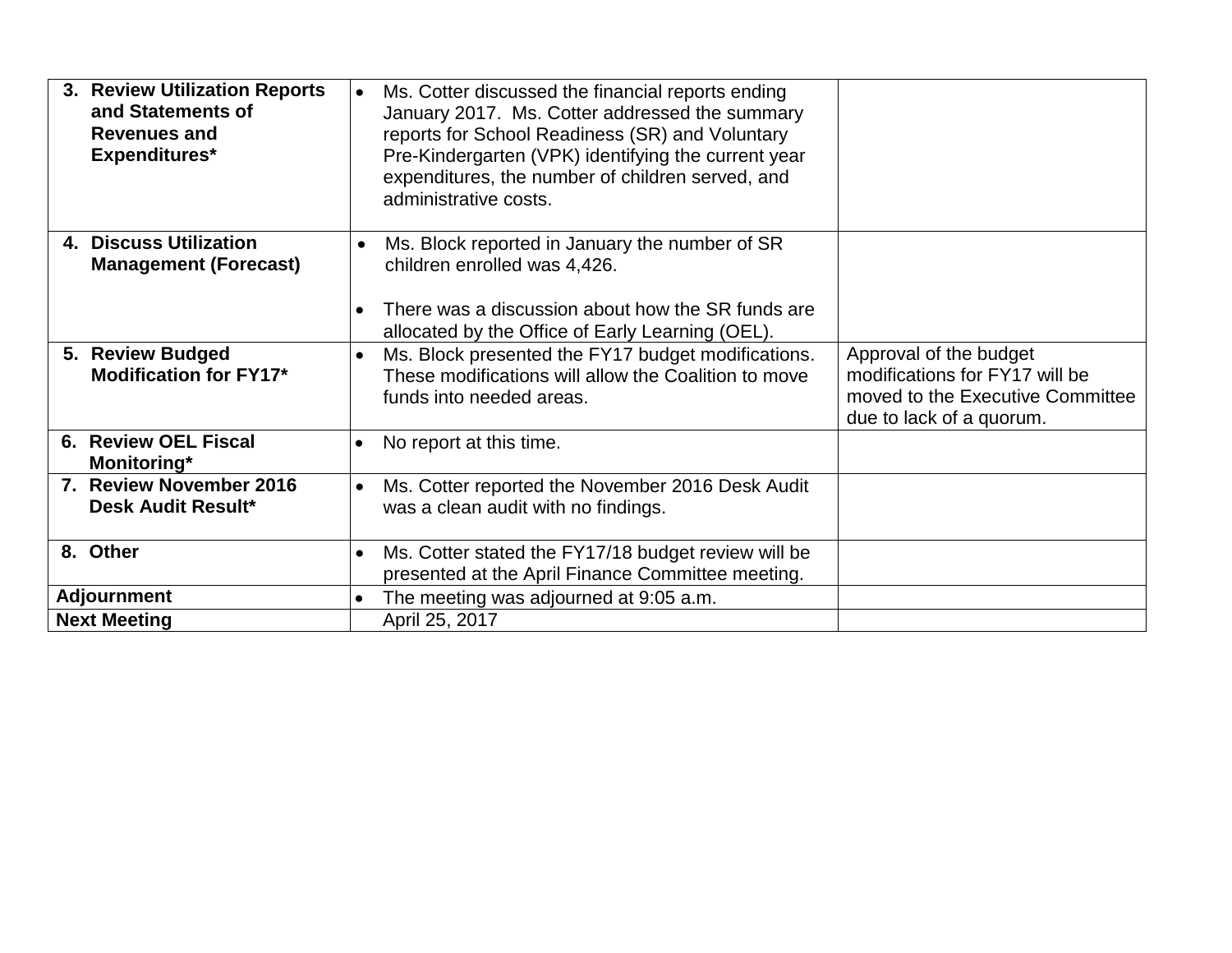| | | |
|---|---|---|
| **3. Review Utilization Reports and Statements of Revenues and Expenditures*** | • Ms. Cotter discussed the financial reports ending January 2017. Ms. Cotter addressed the summary reports for School Readiness (SR) and Voluntary Pre-Kindergarten (VPK) identifying the current year expenditures, the number of children served, and administrative costs. | |
| **4. Discuss Utilization Management (Forecast)** | • Ms. Block reported in January the number of SR children enrolled was 4,426.<br><br>• There was a discussion about how the SR funds are allocated by the Office of Early Learning (OEL). | |
| **5. Review Budged Modification for FY17*** | • Ms. Block presented the FY17 budget modifications. These modifications will allow the Coalition to move funds into needed areas. | Approval of the budget modifications for FY17 will be moved to the Executive Committee due to lack of a quorum. |
| **6. Review OEL Fiscal Monitoring*** | • No report at this time. | |
| **7. Review November 2016 Desk Audit Result*** | • Ms. Cotter reported the November 2016 Desk Audit was a clean audit with no findings. | |
| **8. Other** | • Ms. Cotter stated the FY17/18 budget review will be presented at the April Finance Committee meeting. | |
| **Adjournment** | • The meeting was adjourned at 9:05 a.m. | |
| **Next Meeting** | April 25, 2017 | |